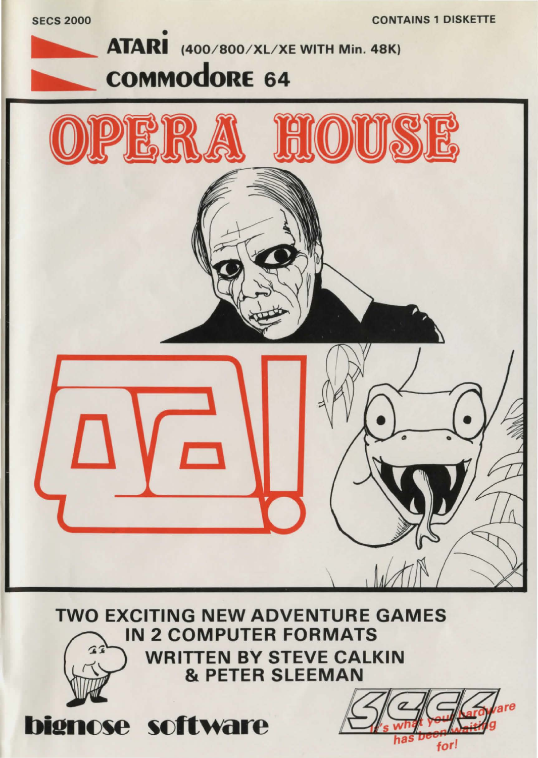SECS 2000

CONTAINS 1 DISKETTE

**ATARI** (400/800/XL/XE WITH Min. 48K)

**COMMODORE 64**

# OPERA HOUSE

# ara!

**TWO EXCITING NEW ADVENTURE GAMES IN 2 COMPUTER FORMATS**

**WRITTEN BY STEVE CALKIN & PETER SLEEMAN**

**bignose software**

SECS

*It's what your hardware has been waiting for!*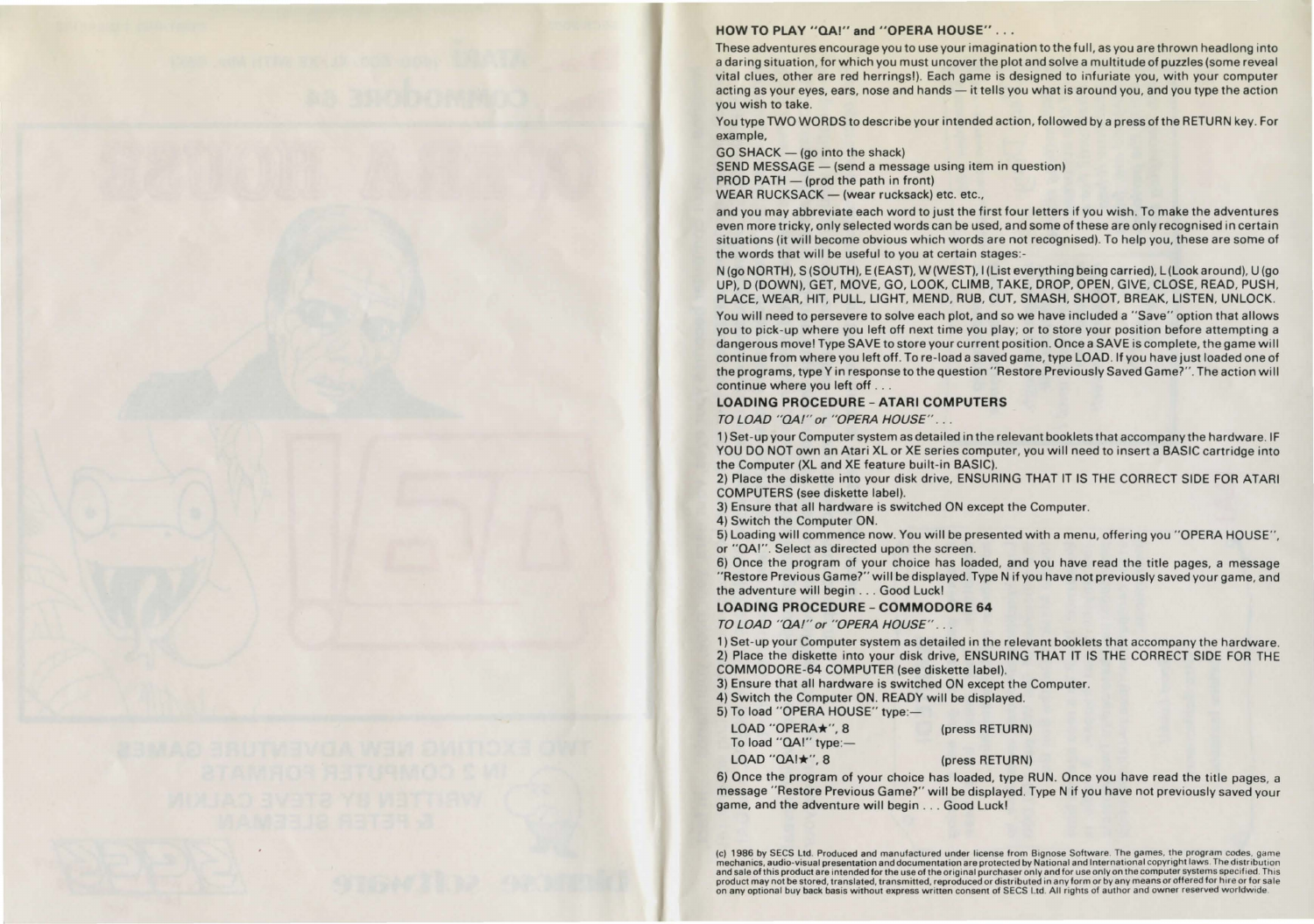## HOW TO PLAY "QA!" and "OPERA HOUSE" . . .

These adventures encourage you to use your imagination to the full, as you are thrown headlong into a daring situation, for which you must uncover the plot and solve a multitude of puzzles (some reveal vital clues, other are red herrings!). Each game is designed to infuriate you, with your computer acting as your eyes, ears, nose and hands — it tells you what is around you, and you type the action you wish to take.

You type TWO WORDS to describe your intended action, followed by a press of the RETURN key. For example,

GO SHACK — (go into the shack)
SEND MESSAGE — (send a message using item in question)
PROD PATH — (prod the path in front)
WEAR RUCKSACK — (wear rucksack) etc. etc.,

and you may abbreviate each word to just the first four letters if you wish. To make the adventures even more tricky, only selected words can be used, and some of these are only recognised in certain situations (it will become obvious which words are not recognised). To help you, these are some of the words that will be useful to you at certain stages:-

N (go NORTH), S (SOUTH), E (EAST), W (WEST), I (List everything being carried), L (Look around), U (go UP), D (DOWN), GET, MOVE, GO, LOOK, CLIMB, TAKE, DROP, OPEN, GIVE, CLOSE, READ, PUSH, PLACE, WEAR, HIT, PULL, LIGHT, MEND, RUB, CUT, SMASH, SHOOT, BREAK, LISTEN, UNLOCK.

You will need to persevere to solve each plot, and so we have included a "Save" option that allows you to pick-up where you left off next time you play; or to store your position before attempting a dangerous move! Type SAVE to store your current position. Once a SAVE is complete, the game will continue from where you left off. To re-load a saved game, type LOAD. If you have just loaded one of the programs, type Y in response to the question "Restore Previously Saved Game?". The action will continue where you left off . . .

## LOADING PROCEDURE – ATARI COMPUTERS

*TO LOAD "QA!" or "OPERA HOUSE" . . .*

1) Set-up your Computer system as detailed in the relevant booklets that accompany the hardware. IF YOU DO NOT own an Atari XL or XE series computer, you will need to insert a BASIC cartridge into the Computer (XL and XE feature built-in BASIC).
2) Place the diskette into your disk drive, ENSURING THAT IT IS THE CORRECT SIDE FOR ATARI COMPUTERS (see diskette label).
3) Ensure that all hardware is switched ON except the Computer.
4) Switch the Computer ON.
5) Loading will commence now. You will be presented with a menu, offering you "OPERA HOUSE", or "QA!". Select as directed upon the screen.
6) Once the program of your choice has loaded, and you have read the title pages, a message "Restore Previous Game?" will be displayed. Type N if you have not previously saved your game, and the adventure will begin . . . Good Luck!

## LOADING PROCEDURE – COMMODORE 64

*TO LOAD "QA!" or "OPERA HOUSE" . . .*

1) Set-up your Computer system as detailed in the relevant booklets that accompany the hardware.
2) Place the diskette into your disk drive, ENSURING THAT IT IS THE CORRECT SIDE FOR THE COMMODORE-64 COMPUTER (see diskette label).
3) Ensure that all hardware is switched ON except the Computer.
4) Switch the Computer ON. READY will be displayed.
5) To load "OPERA HOUSE" type:—

LOAD "OPERA★", 8 (press RETURN)

To load "QA!" type:—

LOAD "QA!★", 8 (press RETURN)

6) Once the program of your choice has loaded, type RUN. Once you have read the title pages, a message "Restore Previous Game?" will be displayed. Type N if you have not previously saved your game, and the adventure will begin . . . Good Luck!

(c) 1986 by SECS Ltd. Produced and manufactured under license from Bignose Software. The games, the program codes, game mechanics, audio-visual presentation and documentation are protected by National and International copyright laws. The distribution and sale of this product are intended for the use of the original purchaser only and for use only on the computer systems specified. This product may not be stored, translated, transmitted, reproduced or distributed in any form or by any means or offered for hire or for sale on any optional buy back basis without express written consent of SECS Ltd. All rights of author and owner reserved worldwide.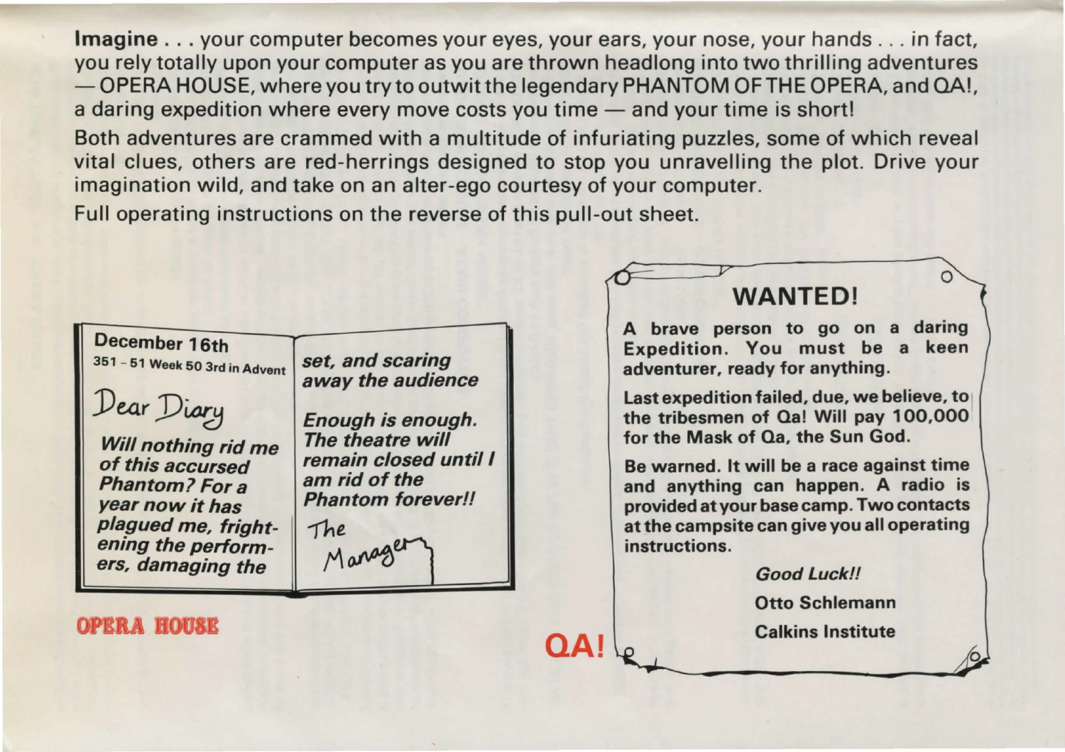**Imagine** . . . your computer becomes your eyes, your ears, your nose, your hands . . . in fact, you rely totally upon your computer as you are thrown headlong into two thrilling adventures — OPERA HOUSE, where you try to outwit the legendary PHANTOM OF THE OPERA, and QA!, a daring expedition where every move costs you time — and your time is short!

Both adventures are crammed with a multitude of infuriating puzzles, some of which reveal vital clues, others are red-herrings designed to stop you unravelling the plot. Drive your imagination wild, and take on an alter-ego courtesy of your computer.

Full operating instructions on the reverse of this pull-out sheet.

**December 16th**

351 – 51 Week 50 3rd in Advent

Dear Diary

*Will nothing rid me of this accursed Phantom? For a year now it has plagued me, frightening the performers, damaging the set, and scaring away the audience*

*Enough is enough. The theatre will remain closed until I am rid of the Phantom forever!!*

The Manager

**OPERA HOUSE**

**QA!**

## WANTED!

**A brave person to go on a daring Expedition. You must be a keen adventurer, ready for anything.**

**Last expedition failed, due, we believe, to the tribesmen of Qa! Will pay 100,000 for the Mask of Qa, the Sun God.**

**Be warned. It will be a race against time and anything can happen. A radio is provided at your base camp. Two contacts at the campsite can give you all operating instructions.**

*Good Luck!!*

**Otto Schlemann**

**Calkins Institute**